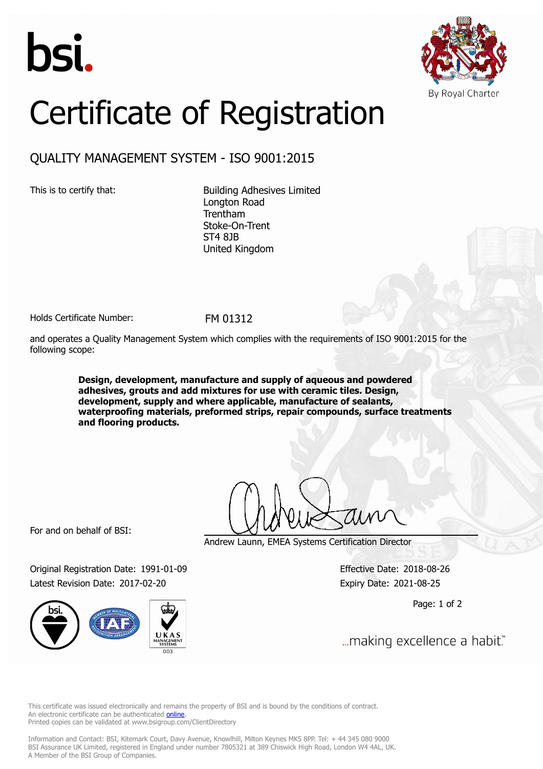bsi.

By Royal Charter

# Certificate of Registration

## QUALITY MANAGEMENT SYSTEM - ISO 9001:2015

This is to certify that:

Building Adhesives Limited
Longton Road
Trentham
Stoke-On-Trent
ST4 8JB
United Kingdom

Holds Certificate Number: FM 01312

and operates a Quality Management System which complies with the requirements of ISO 9001:2015 for the following scope:

**Design, development, manufacture and supply of aqueous and powdered adhesives, grouts and add mixtures for use with ceramic tiles. Design, development, supply and where applicable, manufacture of sealants, waterproofing materials, preformed strips, repair compounds, surface treatments and flooring products.**

For and on behalf of BSI:

Andrew Launn, EMEA Systems Certification Director

Original Registration Date: 1991-01-09
Latest Revision Date: 2017-02-20

Effective Date: 2018-08-26
Expiry Date: 2021-08-25

...making excellence a habit.™

This certificate was issued electronically and remains the property of BSI and is bound by the conditions of contract.
An electronic certificate can be authenticated online.
Printed copies can be validated at www.bsigroup.com/ClientDirectory

Information and Contact: BSI, Kitemark Court, Davy Avenue, Knowlhill, Milton Keynes MK5 8PP. Tel: + 44 345 080 9000
BSI Assurance UK Limited, registered in England under number 7805321 at 389 Chiswick High Road, London W4 4AL, UK.
A Member of the BSI Group of Companies.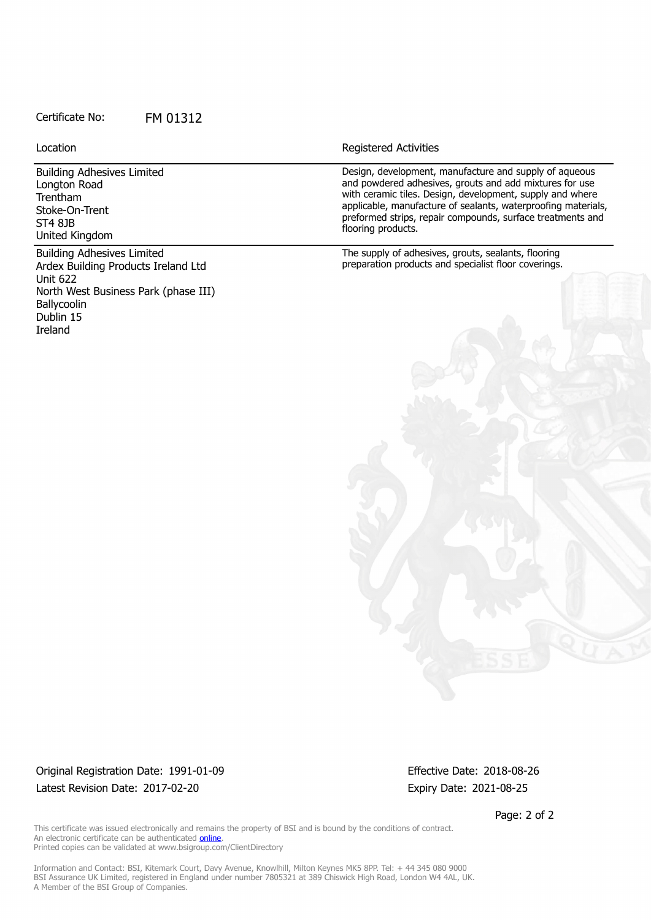Certificate No: FM 01312

| Location | Registered Activities |
| --- | --- |
| Building Adhesives Limited<br>Longton Road<br>Trentham<br>Stoke-On-Trent<br>ST4 8JB<br>United Kingdom | Design, development, manufacture and supply of aqueous and powdered adhesives, grouts and add mixtures for use with ceramic tiles. Design, development, supply and where applicable, manufacture of sealants, waterproofing materials, preformed strips, repair compounds, surface treatments and flooring products. |
| Building Adhesives Limited<br>Ardex Building Products Ireland Ltd<br>Unit 622<br>North West Business Park (phase III)<br>Ballycoolin<br>Dublin 15<br>Ireland | The supply of adhesives, grouts, sealants, flooring preparation products and specialist floor coverings. |

Original Registration Date: 1991-01-09

Latest Revision Date: 2017-02-20

Effective Date: 2018-08-26

Expiry Date: 2021-08-25

This certificate was issued electronically and remains the property of BSI and is bound by the conditions of contract.
An electronic certificate can be authenticated online.
Printed copies can be validated at www.bsigroup.com/ClientDirectory

Information and Contact: BSI, Kitemark Court, Davy Avenue, Knowlhill, Milton Keynes MK5 8PP. Tel: + 44 345 080 9000
BSI Assurance UK Limited, registered in England under number 7805321 at 389 Chiswick High Road, London W4 4AL, UK.
A Member of the BSI Group of Companies.